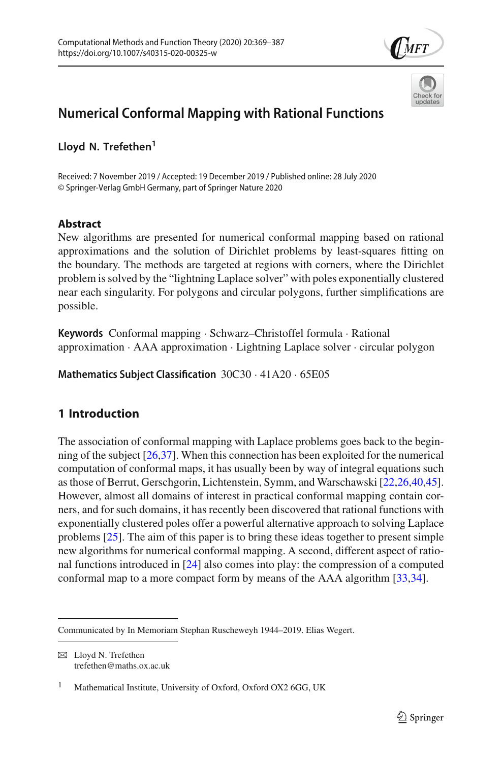# Numerical Conformal Mapping with Rational Functions

**Lloyd N. Trefethen**[1]

Received: 7 November 2019 / Accepted: 19 December 2019 / Published online: 28 July 2020
© Springer-Verlag GmbH Germany, part of Springer Nature 2020

## Abstract

New algorithms are presented for numerical conformal mapping based on rational approximations and the solution of Dirichlet problems by least-squares fitting on the boundary. The methods are targeted at regions with corners, where the Dirichlet problem is solved by the "lightning Laplace solver" with poles exponentially clustered near each singularity. For polygons and circular polygons, further simplifications are possible.

**Keywords** Conformal mapping · Schwarz–Christoffel formula · Rational approximation · AAA approximation · Lightning Laplace solver · circular polygon

**Mathematics Subject Classification** 30C30 · 41A20 · 65E05

## 1 Introduction

The association of conformal mapping with Laplace problems goes back to the beginning of the subject [26,37]. When this connection has been exploited for the numerical computation of conformal maps, it has usually been by way of integral equations such as those of Berrut, Gerschgorin, Lichtenstein, Symm, and Warschawski [22,26,40,45]. However, almost all domains of interest in practical conformal mapping contain corners, and for such domains, it has recently been discovered that rational functions with exponentially clustered poles offer a powerful alternative approach to solving Laplace problems [25]. The aim of this paper is to bring these ideas together to present simple new algorithms for numerical conformal mapping. A second, different aspect of rational functions introduced in [24] also comes into play: the compression of a computed conformal map to a more compact form by means of the AAA algorithm [33,34].

---

Communicated by In Memoriam Stephan Ruscheweyh 1944–2019. Elias Wegert.

✉ Lloyd N. Trefethen
trefethen@maths.ox.ac.uk

[1] Mathematical Institute, University of Oxford, Oxford OX2 6GG, UK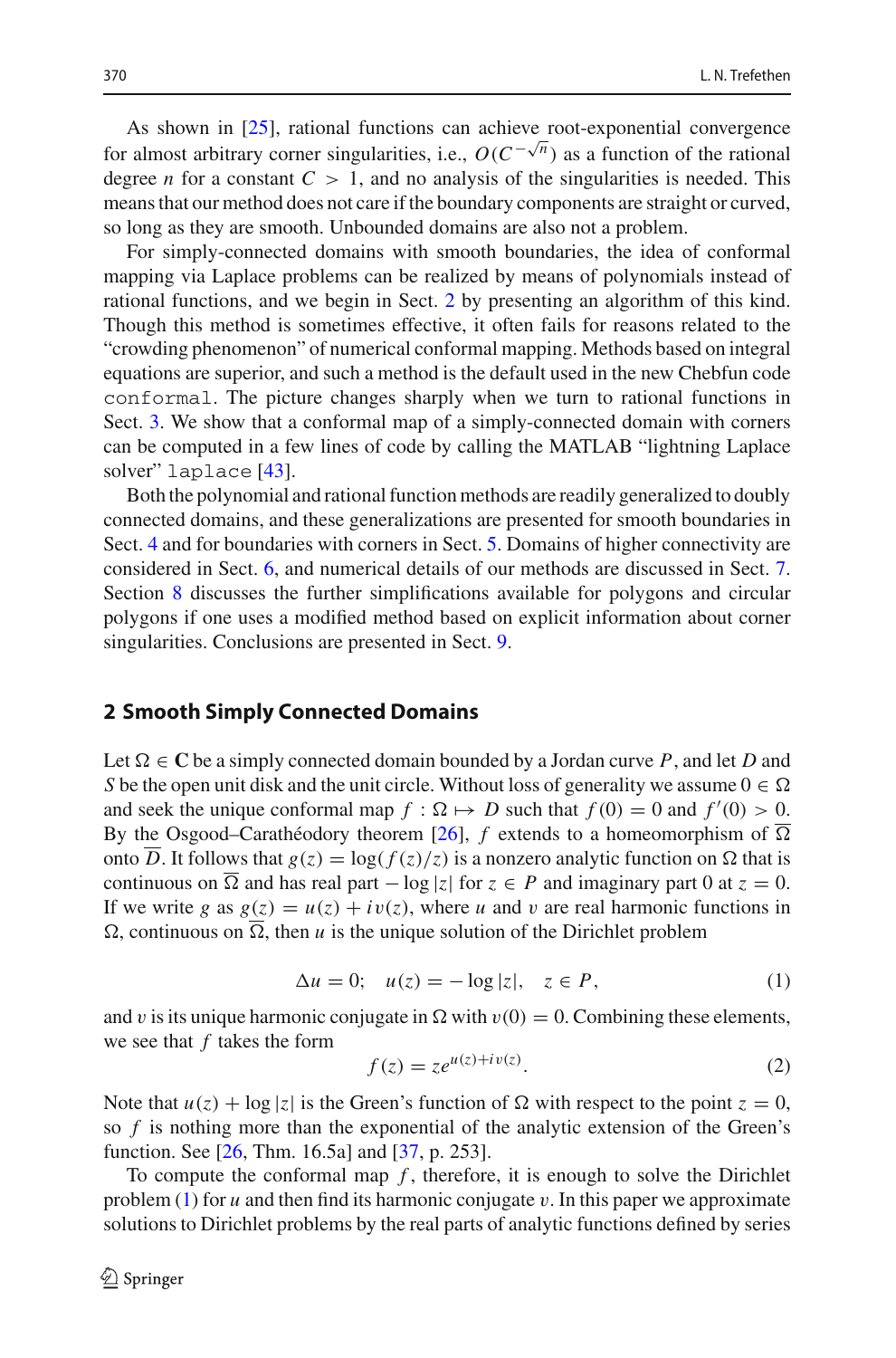As shown in [25], rational functions can achieve root-exponential convergence for almost arbitrary corner singularities, i.e., $O(C^{-\sqrt{n}})$ as a function of the rational degree $n$ for a constant $C > 1$, and no analysis of the singularities is needed. This means that our method does not care if the boundary components are straight or curved, so long as they are smooth. Unbounded domains are also not a problem.

For simply-connected domains with smooth boundaries, the idea of conformal mapping via Laplace problems can be realized by means of polynomials instead of rational functions, and we begin in Sect. 2 by presenting an algorithm of this kind. Though this method is sometimes effective, it often fails for reasons related to the "crowding phenomenon" of numerical conformal mapping. Methods based on integral equations are superior, and such a method is the default used in the new Chebfun code `conformal`. The picture changes sharply when we turn to rational functions in Sect. 3. We show that a conformal map of a simply-connected domain with corners can be computed in a few lines of code by calling the MATLAB "lightning Laplace solver" `laplace` [43].

Both the polynomial and rational function methods are readily generalized to doubly connected domains, and these generalizations are presented for smooth boundaries in Sect. 4 and for boundaries with corners in Sect. 5. Domains of higher connectivity are considered in Sect. 6, and numerical details of our methods are discussed in Sect. 7. Section 8 discusses the further simplifications available for polygons and circular polygons if one uses a modified method based on explicit information about corner singularities. Conclusions are presented in Sect. 9.

## 2 Smooth Simply Connected Domains

Let $\Omega \in \mathbf{C}$ be a simply connected domain bounded by a Jordan curve $P$, and let $D$ and $S$ be the open unit disk and the unit circle. Without loss of generality we assume $0 \in \Omega$ and seek the unique conformal map $f : \Omega \mapsto D$ such that $f(0) = 0$ and $f'(0) > 0$. By the Osgood–Carathéodory theorem [26], $f$ extends to a homeomorphism of $\overline{\Omega}$ onto $\overline{D}$. It follows that $g(z) = \log(f(z)/z)$ is a nonzero analytic function on $\Omega$ that is continuous on $\overline{\Omega}$ and has real part $-\log|z|$ for $z \in P$ and imaginary part 0 at $z = 0$. If we write $g$ as $g(z) = u(z) + iv(z)$, where $u$ and $v$ are real harmonic functions in $\Omega$, continuous on $\overline{\Omega}$, then $u$ is the unique solution of the Dirichlet problem

$$\Delta u = 0; \quad u(z) = -\log|z|, \quad z \in P, \tag{1}$$

and $v$ is its unique harmonic conjugate in $\Omega$ with $v(0) = 0$. Combining these elements, we see that $f$ takes the form

$$f(z) = z e^{u(z)+iv(z)}. \tag{2}$$

Note that $u(z) + \log|z|$ is the Green's function of $\Omega$ with respect to the point $z = 0$, so $f$ is nothing more than the exponential of the analytic extension of the Green's function. See [26, Thm. 16.5a] and [37, p. 253].

To compute the conformal map $f$, therefore, it is enough to solve the Dirichlet problem (1) for $u$ and then find its harmonic conjugate $v$. In this paper we approximate solutions to Dirichlet problems by the real parts of analytic functions defined by series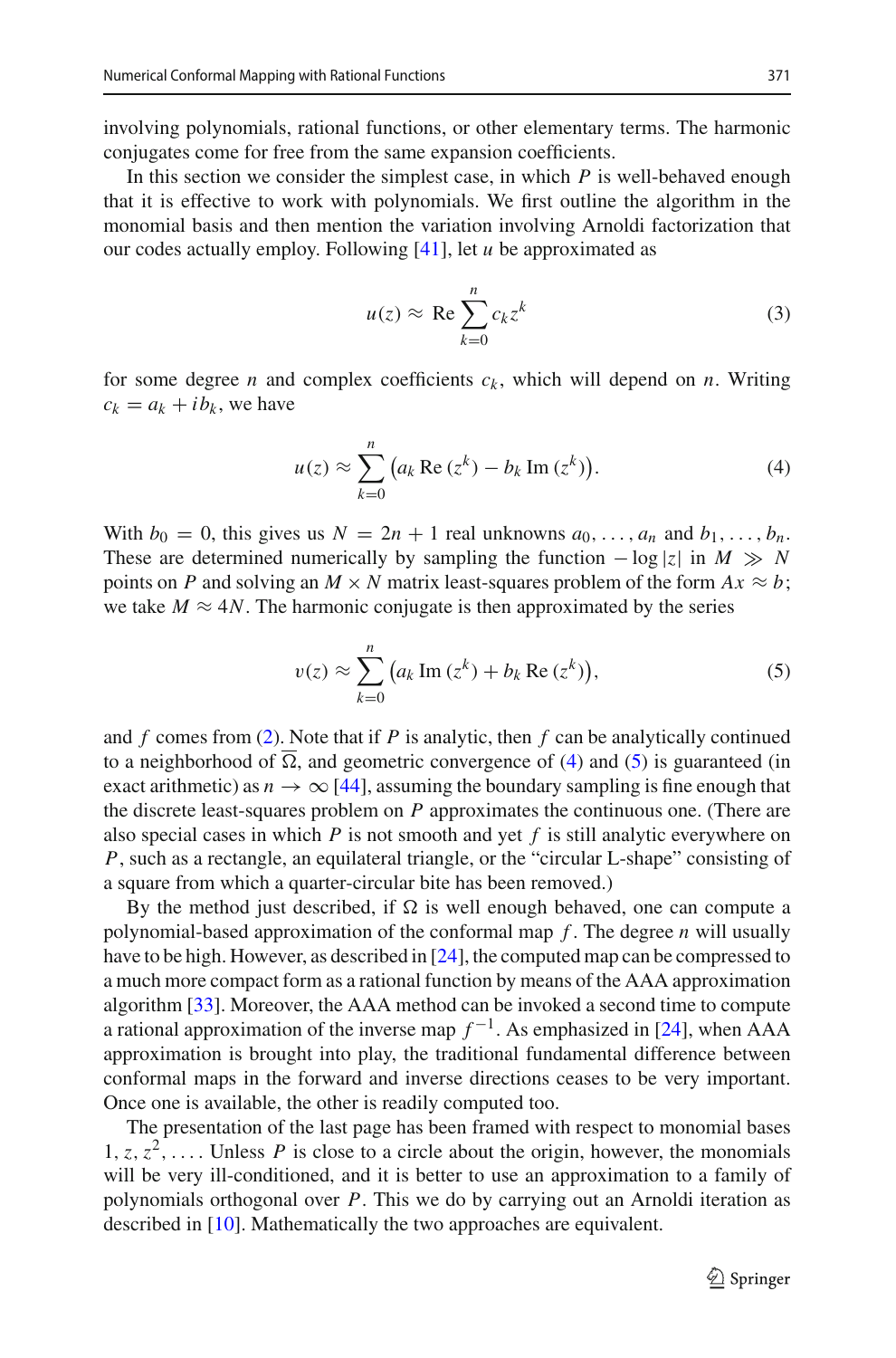involving polynomials, rational functions, or other elementary terms. The harmonic conjugates come for free from the same expansion coefficients.

In this section we consider the simplest case, in which $P$ is well-behaved enough that it is effective to work with polynomials. We first outline the algorithm in the monomial basis and then mention the variation involving Arnoldi factorization that our codes actually employ. Following [41], let $u$ be approximated as

$$u(z) \approx \operatorname{Re} \sum_{k=0}^{n} c_k z^k \tag{3}$$

for some degree $n$ and complex coefficients $c_k$, which will depend on $n$. Writing $c_k = a_k + i b_k$, we have

$$u(z) \approx \sum_{k=0}^{n} \big( a_k \operatorname{Re}(z^k) - b_k \operatorname{Im}(z^k) \big). \tag{4}$$

With $b_0 = 0$, this gives us $N = 2n + 1$ real unknowns $a_0, \ldots, a_n$ and $b_1, \ldots, b_n$. These are determined numerically by sampling the function $-\log|z|$ in $M \gg N$ points on $P$ and solving an $M \times N$ matrix least-squares problem of the form $Ax \approx b$; we take $M \approx 4N$. The harmonic conjugate is then approximated by the series

$$v(z) \approx \sum_{k=0}^{n} \big( a_k \operatorname{Im}(z^k) + b_k \operatorname{Re}(z^k) \big), \tag{5}$$

and $f$ comes from (2). Note that if $P$ is analytic, then $f$ can be analytically continued to a neighborhood of $\overline{\Omega}$, and geometric convergence of (4) and (5) is guaranteed (in exact arithmetic) as $n \to \infty$ [44], assuming the boundary sampling is fine enough that the discrete least-squares problem on $P$ approximates the continuous one. (There are also special cases in which $P$ is not smooth and yet $f$ is still analytic everywhere on $P$, such as a rectangle, an equilateral triangle, or the "circular L-shape" consisting of a square from which a quarter-circular bite has been removed.)

By the method just described, if $\Omega$ is well enough behaved, one can compute a polynomial-based approximation of the conformal map $f$. The degree $n$ will usually have to be high. However, as described in [24], the computed map can be compressed to a much more compact form as a rational function by means of the AAA approximation algorithm [33]. Moreover, the AAA method can be invoked a second time to compute a rational approximation of the inverse map $f^{-1}$. As emphasized in [24], when AAA approximation is brought into play, the traditional fundamental difference between conformal maps in the forward and inverse directions ceases to be very important. Once one is available, the other is readily computed too.

The presentation of the last page has been framed with respect to monomial bases $1, z, z^2, \ldots$. Unless $P$ is close to a circle about the origin, however, the monomials will be very ill-conditioned, and it is better to use an approximation to a family of polynomials orthogonal over $P$. This we do by carrying out an Arnoldi iteration as described in [10]. Mathematically the two approaches are equivalent.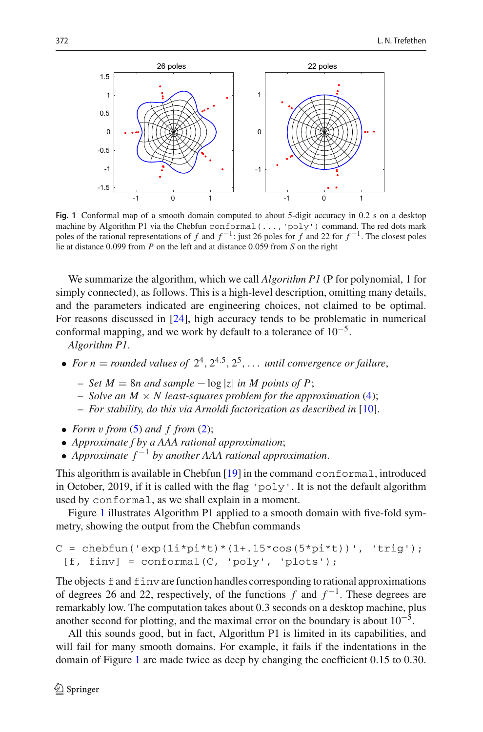**Fig. 1** Conformal map of a smooth domain computed to about 5-digit accuracy in 0.2 s on a desktop machine by Algorithm P1 via the Chebfun `conformal(...,'poly')` command. The red dots mark poles of the rational representations of $f$ and $f^{-1}$: just 26 poles for $f$ and 22 for $f^{-1}$. The closest poles lie at distance 0.099 from $P$ on the left and at distance 0.059 from $S$ on the right

We summarize the algorithm, which we call *Algorithm P1* (P for polynomial, 1 for simply connected), as follows. This is a high-level description, omitting many details, and the parameters indicated are engineering choices, not claimed to be optimal. For reasons discussed in [24], high accuracy tends to be problematic in numerical conformal mapping, and we work by default to a tolerance of $10^{-5}$.

*Algorithm P1*.

- *For* $n =$ *rounded values of* $2^4, 2^{4.5}, 2^5, \ldots$ *until convergence or failure*,
  - *Set* $M = 8n$ *and sample* $-\log|z|$ *in* $M$ *points of* $P$;
  - *Solve an* $M \times N$ *least-squares problem for the approximation* (4);
  - *For stability, do this via Arnoldi factorization as described in* [10].
- *Form* $v$ *from* (5) *and* $f$ *from* (2);
- *Approximate* $f$ *by a AAA rational approximation*;
- *Approximate* $f^{-1}$ *by another AAA rational approximation*.

This algorithm is available in Chebfun [19] in the command `conformal`, introduced in October, 2019, if it is called with the flag `'poly'`. It is not the default algorithm used by `conformal`, as we shall explain in a moment.

Figure 1 illustrates Algorithm P1 applied to a smooth domain with five-fold symmetry, showing the output from the Chebfun commands

```
C = chebfun('exp(1i*pi*t)*(1+.15*cos(5*pi*t))', 'trig');
 [f, finv] = conformal(C, 'poly', 'plots');
```

The objects `f` and `finv` are function handles corresponding to rational approximations of degrees 26 and 22, respectively, of the functions $f$ and $f^{-1}$. These degrees are remarkably low. The computation takes about 0.3 seconds on a desktop machine, plus another second for plotting, and the maximal error on the boundary is about $10^{-5}$.

All this sounds good, but in fact, Algorithm P1 is limited in its capabilities, and will fail for many smooth domains. For example, it fails if the indentations in the domain of Figure 1 are made twice as deep by changing the coefficient 0.15 to 0.30.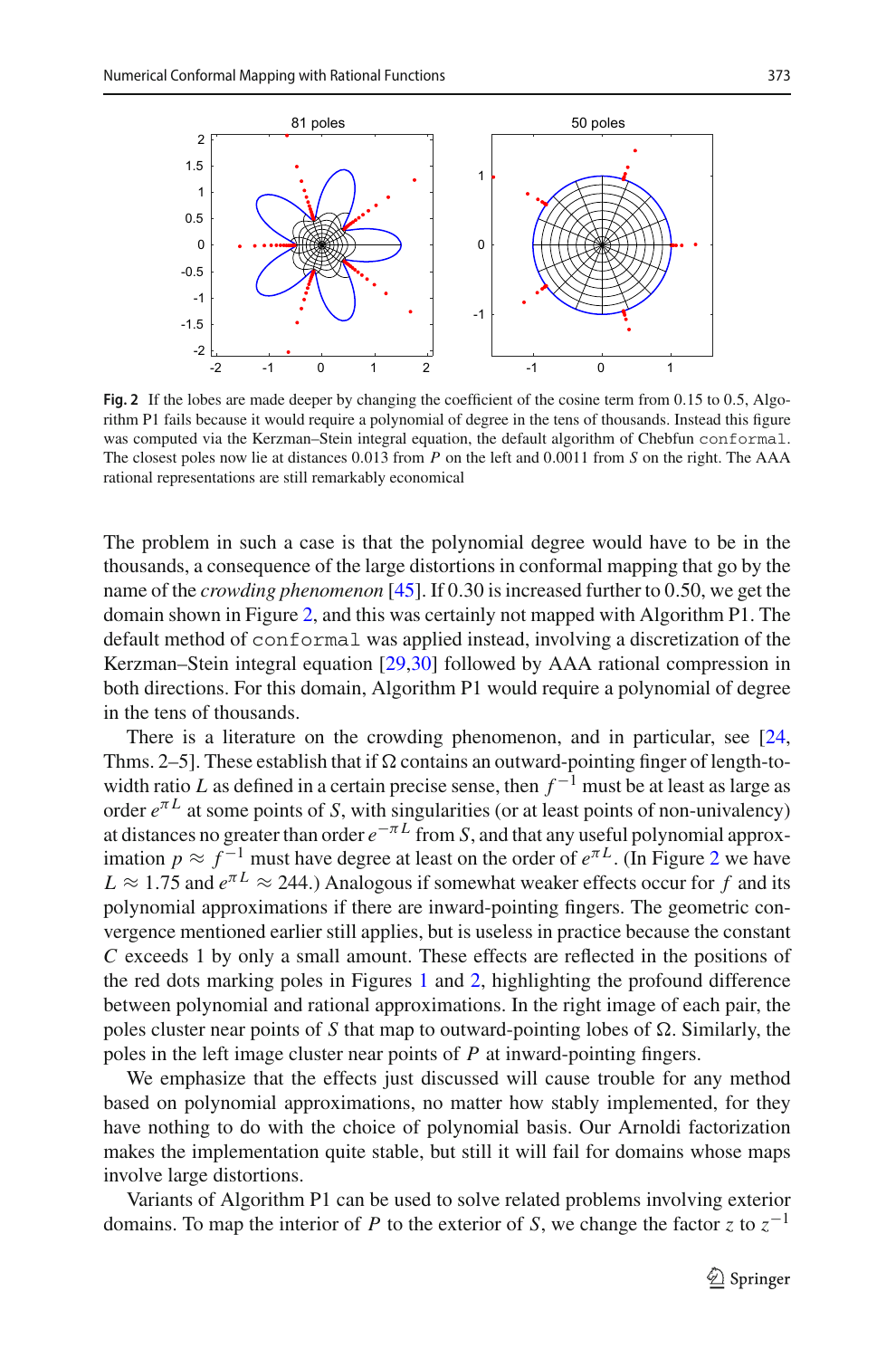**Fig. 2** If the lobes are made deeper by changing the coefficient of the cosine term from 0.15 to 0.5, Algorithm P1 fails because it would require a polynomial of degree in the tens of thousands. Instead this figure was computed via the Kerzman–Stein integral equation, the default algorithm of Chebfun `conformal`. The closest poles now lie at distances 0.013 from $P$ on the left and 0.0011 from $S$ on the right. The AAA rational representations are still remarkably economical

The problem in such a case is that the polynomial degree would have to be in the thousands, a consequence of the large distortions in conformal mapping that go by the name of the *crowding phenomenon* [45]. If 0.30 is increased further to 0.50, we get the domain shown in Figure 2, and this was certainly not mapped with Algorithm P1. The default method of `conformal` was applied instead, involving a discretization of the Kerzman–Stein integral equation [29,30] followed by AAA rational compression in both directions. For this domain, Algorithm P1 would require a polynomial of degree in the tens of thousands.

There is a literature on the crowding phenomenon, and in particular, see [24, Thms. 2–5]. These establish that if $\Omega$ contains an outward-pointing finger of length-to-width ratio $L$ as defined in a certain precise sense, then $f^{-1}$ must be at least as large as order $e^{\pi L}$ at some points of $S$, with singularities (or at least points of non-univalency) at distances no greater than order $e^{-\pi L}$ from $S$, and that any useful polynomial approximation $p \approx f^{-1}$ must have degree at least on the order of $e^{\pi L}$. (In Figure 2 we have $L \approx 1.75$ and $e^{\pi L} \approx 244$.) Analogous if somewhat weaker effects occur for $f$ and its polynomial approximations if there are inward-pointing fingers. The geometric convergence mentioned earlier still applies, but is useless in practice because the constant $C$ exceeds 1 by only a small amount. These effects are reflected in the positions of the red dots marking poles in Figures 1 and 2, highlighting the profound difference between polynomial and rational approximations. In the right image of each pair, the poles cluster near points of $S$ that map to outward-pointing lobes of $\Omega$. Similarly, the poles in the left image cluster near points of $P$ at inward-pointing fingers.

We emphasize that the effects just discussed will cause trouble for any method based on polynomial approximations, no matter how stably implemented, for they have nothing to do with the choice of polynomial basis. Our Arnoldi factorization makes the implementation quite stable, but still it will fail for domains whose maps involve large distortions.

Variants of Algorithm P1 can be used to solve related problems involving exterior domains. To map the interior of $P$ to the exterior of $S$, we change the factor $z$ to $z^{-1}$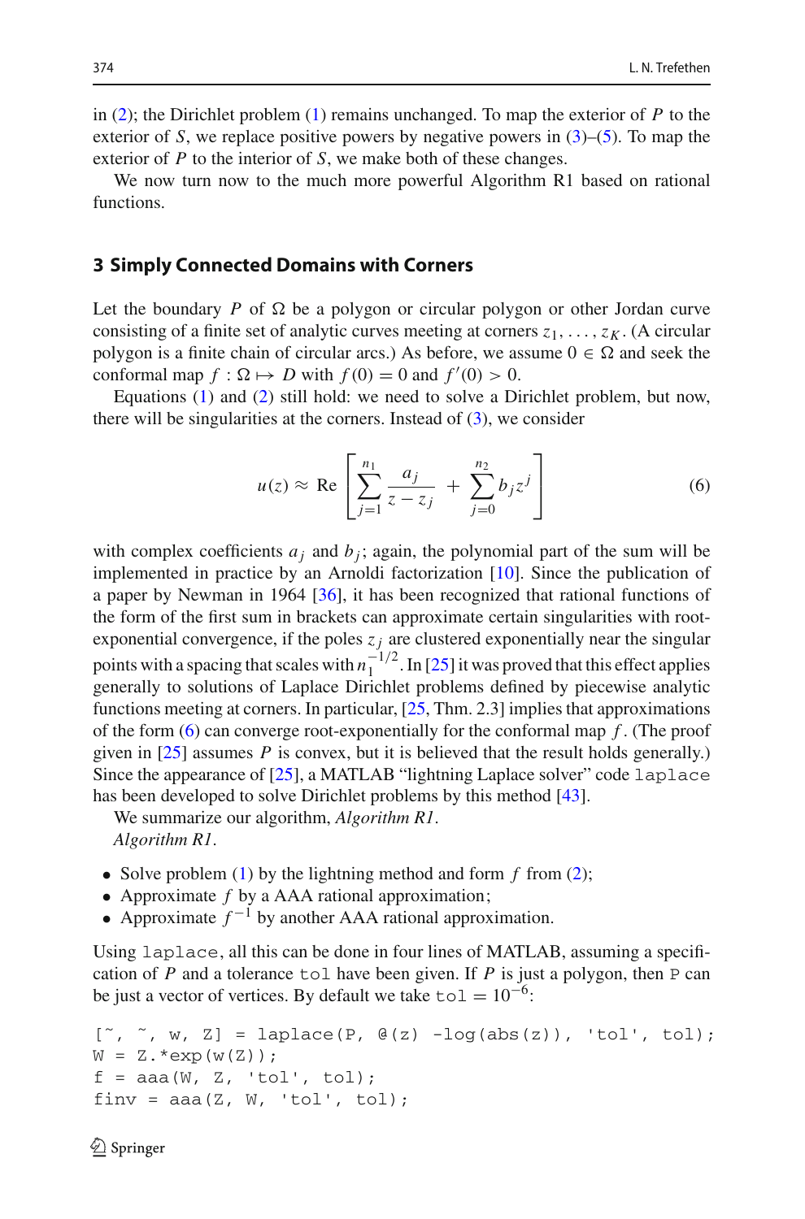in (2); the Dirichlet problem (1) remains unchanged. To map the exterior of $P$ to the exterior of $S$, we replace positive powers by negative powers in (3)–(5). To map the exterior of $P$ to the interior of $S$, we make both of these changes.

We now turn now to the much more powerful Algorithm R1 based on rational functions.

## 3 Simply Connected Domains with Corners

Let the boundary $P$ of $\Omega$ be a polygon or circular polygon or other Jordan curve consisting of a finite set of analytic curves meeting at corners $z_1, \ldots, z_K$. (A circular polygon is a finite chain of circular arcs.) As before, we assume $0 \in \Omega$ and seek the conformal map $f : \Omega \mapsto D$ with $f(0) = 0$ and $f'(0) > 0$.

Equations (1) and (2) still hold: we need to solve a Dirichlet problem, but now, there will be singularities at the corners. Instead of (3), we consider

$$u(z) \approx \mathrm{Re}\left[\sum_{j=1}^{n_1} \frac{a_j}{z - z_j} + \sum_{j=0}^{n_2} b_j z^j\right] \tag{6}$$

with complex coefficients $a_j$ and $b_j$; again, the polynomial part of the sum will be implemented in practice by an Arnoldi factorization [10]. Since the publication of a paper by Newman in 1964 [36], it has been recognized that rational functions of the form of the first sum in brackets can approximate certain singularities with root-exponential convergence, if the poles $z_j$ are clustered exponentially near the singular points with a spacing that scales with $n_1^{-1/2}$. In [25] it was proved that this effect applies generally to solutions of Laplace Dirichlet problems defined by piecewise analytic functions meeting at corners. In particular, [25, Thm. 2.3] implies that approximations of the form (6) can converge root-exponentially for the conformal map $f$. (The proof given in [25] assumes $P$ is convex, but it is believed that the result holds generally.) Since the appearance of [25], a MATLAB "lightning Laplace solver" code `laplace` has been developed to solve Dirichlet problems by this method [43].

We summarize our algorithm, *Algorithm R1*.

*Algorithm R1*.

- Solve problem (1) by the lightning method and form $f$ from (2);
- Approximate $f$ by a AAA rational approximation;
- Approximate $f^{-1}$ by another AAA rational approximation.

Using `laplace`, all this can be done in four lines of MATLAB, assuming a specification of $P$ and a tolerance `tol` have been given. If $P$ is just a polygon, then `P` can be just a vector of vertices. By default we take `tol` $= 10^{-6}$:

```
[~, ~, w, Z] = laplace(P, @(z) -log(abs(z)), 'tol', tol);
W = Z.*exp(w(Z));
f = aaa(W, Z, 'tol', tol);
finv = aaa(Z, W, 'tol', tol);
```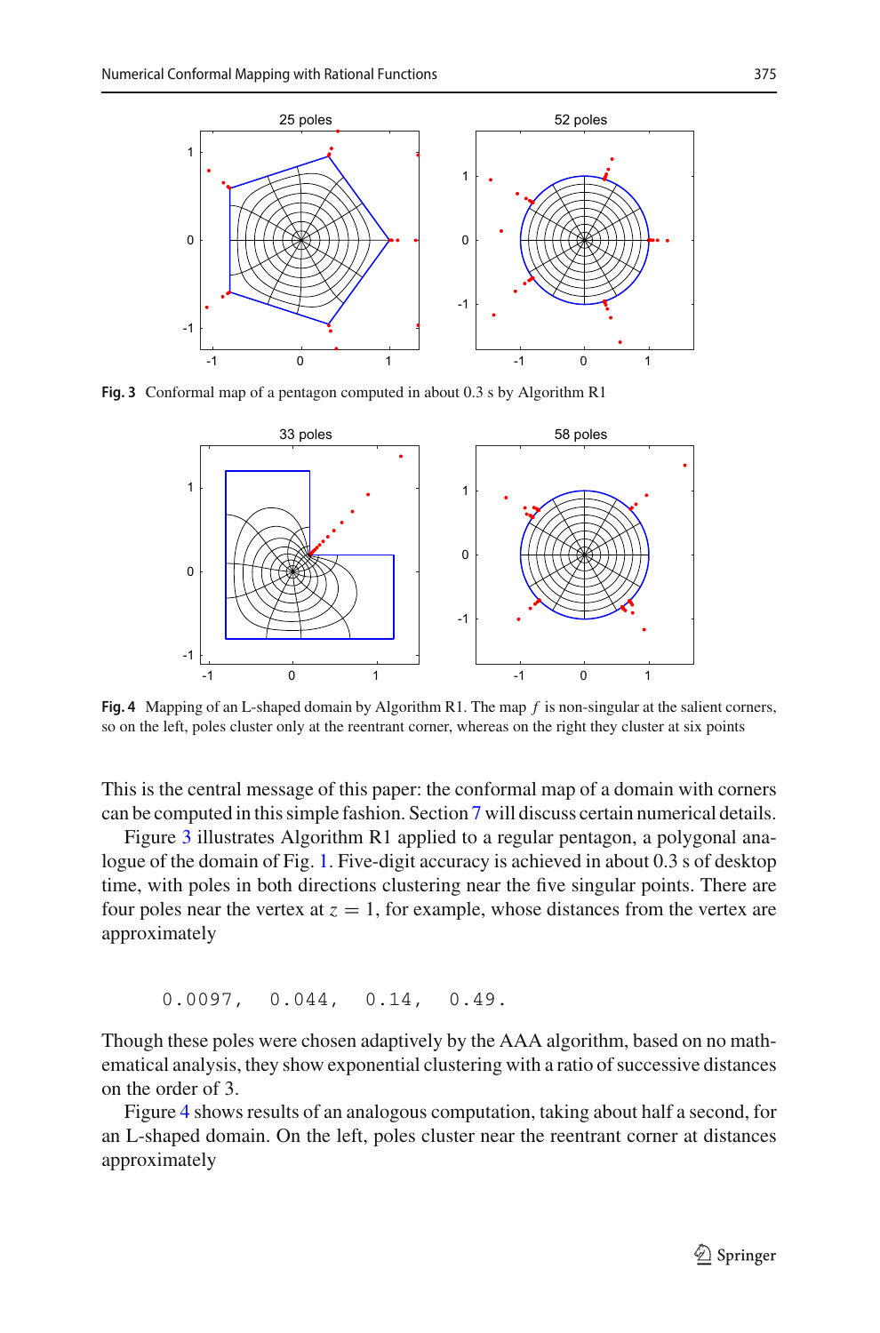**Fig. 3** Conformal map of a pentagon computed in about 0.3 s by Algorithm R1

**Fig. 4** Mapping of an L-shaped domain by Algorithm R1. The map $f$ is non-singular at the salient corners, so on the left, poles cluster only at the reentrant corner, whereas on the right they cluster at six points

This is the central message of this paper: the conformal map of a domain with corners can be computed in this simple fashion. Section 7 will discuss certain numerical details.

Figure 3 illustrates Algorithm R1 applied to a regular pentagon, a polygonal analogue of the domain of Fig. 1. Five-digit accuracy is achieved in about 0.3 s of desktop time, with poles in both directions clustering near the five singular points. There are four poles near the vertex at $z = 1$, for example, whose distances from the vertex are approximately

```
0.0097,   0.044,   0.14,   0.49.
```

Though these poles were chosen adaptively by the AAA algorithm, based on no mathematical analysis, they show exponential clustering with a ratio of successive distances on the order of 3.

Figure 4 shows results of an analogous computation, taking about half a second, for an L-shaped domain. On the left, poles cluster near the reentrant corner at distances approximately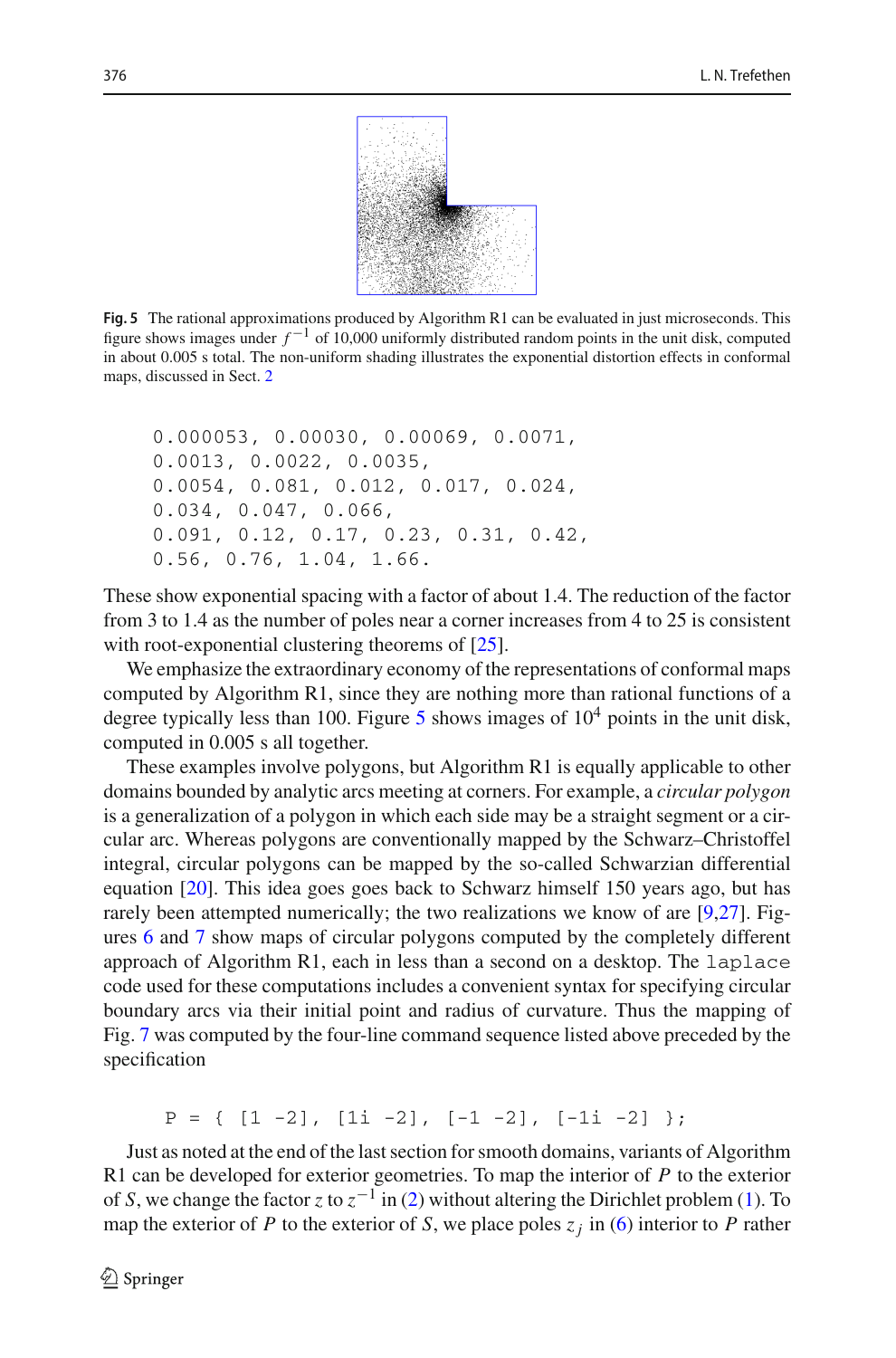**Fig. 5** The rational approximations produced by Algorithm R1 can be evaluated in just microseconds. This figure shows images under $f^{-1}$ of 10,000 uniformly distributed random points in the unit disk, computed in about 0.005 s total. The non-uniform shading illustrates the exponential distortion effects in conformal maps, discussed in Sect. 2

```
0.000053, 0.00030, 0.00069, 0.0071,
0.0013, 0.0022, 0.0035,
0.0054, 0.081, 0.012, 0.017, 0.024,
0.034, 0.047, 0.066,
0.091, 0.12, 0.17, 0.23, 0.31, 0.42,
0.56, 0.76, 1.04, 1.66.
```

These show exponential spacing with a factor of about 1.4. The reduction of the factor from 3 to 1.4 as the number of poles near a corner increases from 4 to 25 is consistent with root-exponential clustering theorems of [25].

We emphasize the extraordinary economy of the representations of conformal maps computed by Algorithm R1, since they are nothing more than rational functions of a degree typically less than 100. Figure 5 shows images of $10^4$ points in the unit disk, computed in 0.005 s all together.

These examples involve polygons, but Algorithm R1 is equally applicable to other domains bounded by analytic arcs meeting at corners. For example, a *circular polygon* is a generalization of a polygon in which each side may be a straight segment or a circular arc. Whereas polygons are conventionally mapped by the Schwarz–Christoffel integral, circular polygons can be mapped by the so-called Schwarzian differential equation [20]. This idea goes goes back to Schwarz himself 150 years ago, but has rarely been attempted numerically; the two realizations we know of are [9,27]. Figures 6 and 7 show maps of circular polygons computed by the completely different approach of Algorithm R1, each in less than a second on a desktop. The `laplace` code used for these computations includes a convenient syntax for specifying circular boundary arcs via their initial point and radius of curvature. Thus the mapping of Fig. 7 was computed by the four-line command sequence listed above preceded by the specification

```
P = { [1 -2], [1i -2], [-1 -2], [-1i -2] };
```

Just as noted at the end of the last section for smooth domains, variants of Algorithm R1 can be developed for exterior geometries. To map the interior of $P$ to the exterior of $S$, we change the factor $z$ to $z^{-1}$ in (2) without altering the Dirichlet problem (1). To map the exterior of $P$ to the exterior of $S$, we place poles $z_j$ in (6) interior to $P$ rather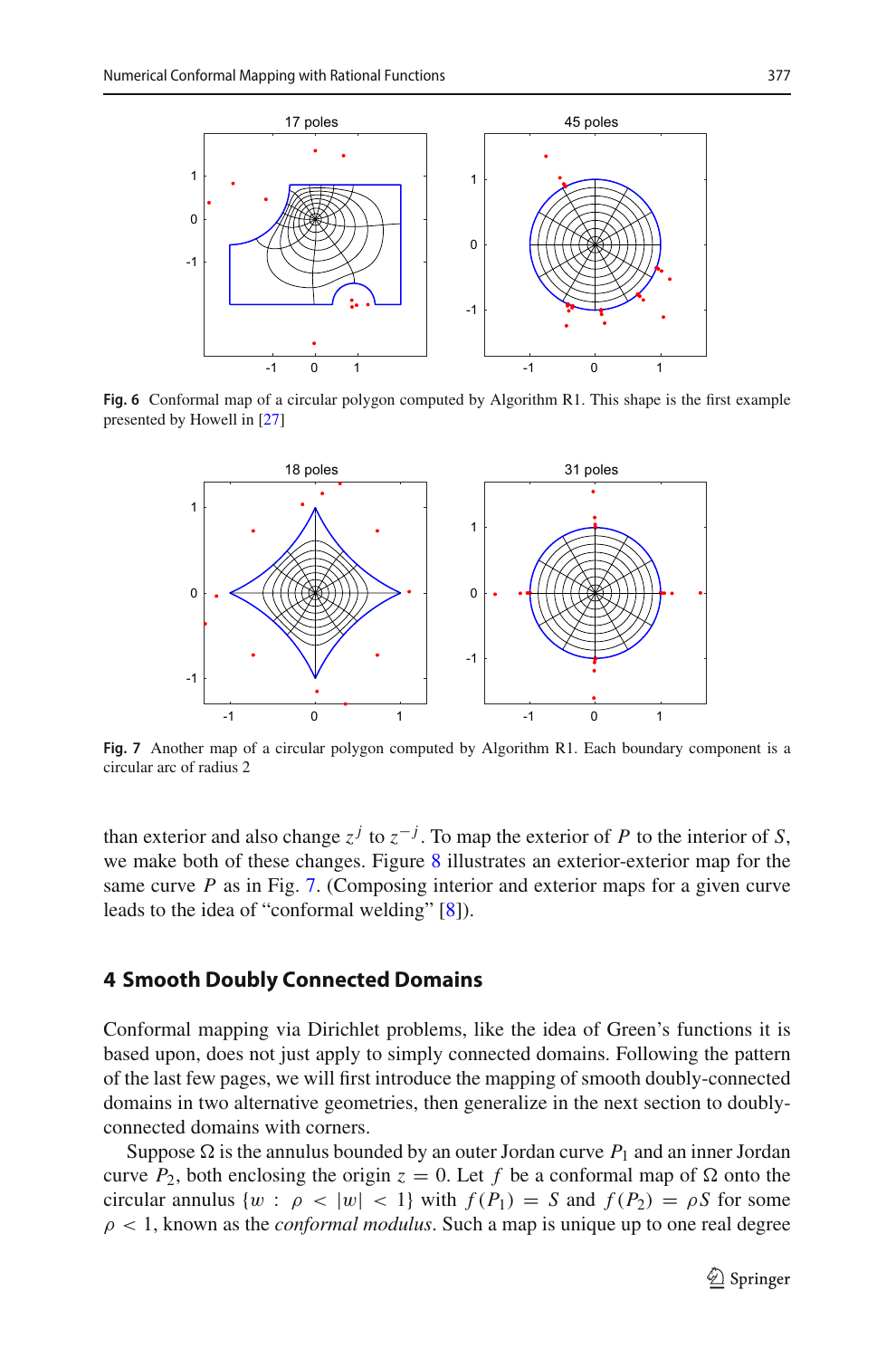**Fig. 6** Conformal map of a circular polygon computed by Algorithm R1. This shape is the first example presented by Howell in [27]

**Fig. 7** Another map of a circular polygon computed by Algorithm R1. Each boundary component is a circular arc of radius 2

than exterior and also change $z^j$ to $z^{-j}$. To map the exterior of $P$ to the interior of $S$, we make both of these changes. Figure 8 illustrates an exterior-exterior map for the same curve $P$ as in Fig. 7. (Composing interior and exterior maps for a given curve leads to the idea of "conformal welding" [8]).

## 4 Smooth Doubly Connected Domains

Conformal mapping via Dirichlet problems, like the idea of Green's functions it is based upon, does not just apply to simply connected domains. Following the pattern of the last few pages, we will first introduce the mapping of smooth doubly-connected domains in two alternative geometries, then generalize in the next section to doubly-connected domains with corners.

Suppose $\Omega$ is the annulus bounded by an outer Jordan curve $P_1$ and an inner Jordan curve $P_2$, both enclosing the origin $z = 0$. Let $f$ be a conformal map of $\Omega$ onto the circular annulus $\{w : \rho < |w| < 1\}$ with $f(P_1) = S$ and $f(P_2) = \rho S$ for some $\rho < 1$, known as the *conformal modulus*. Such a map is unique up to one real degree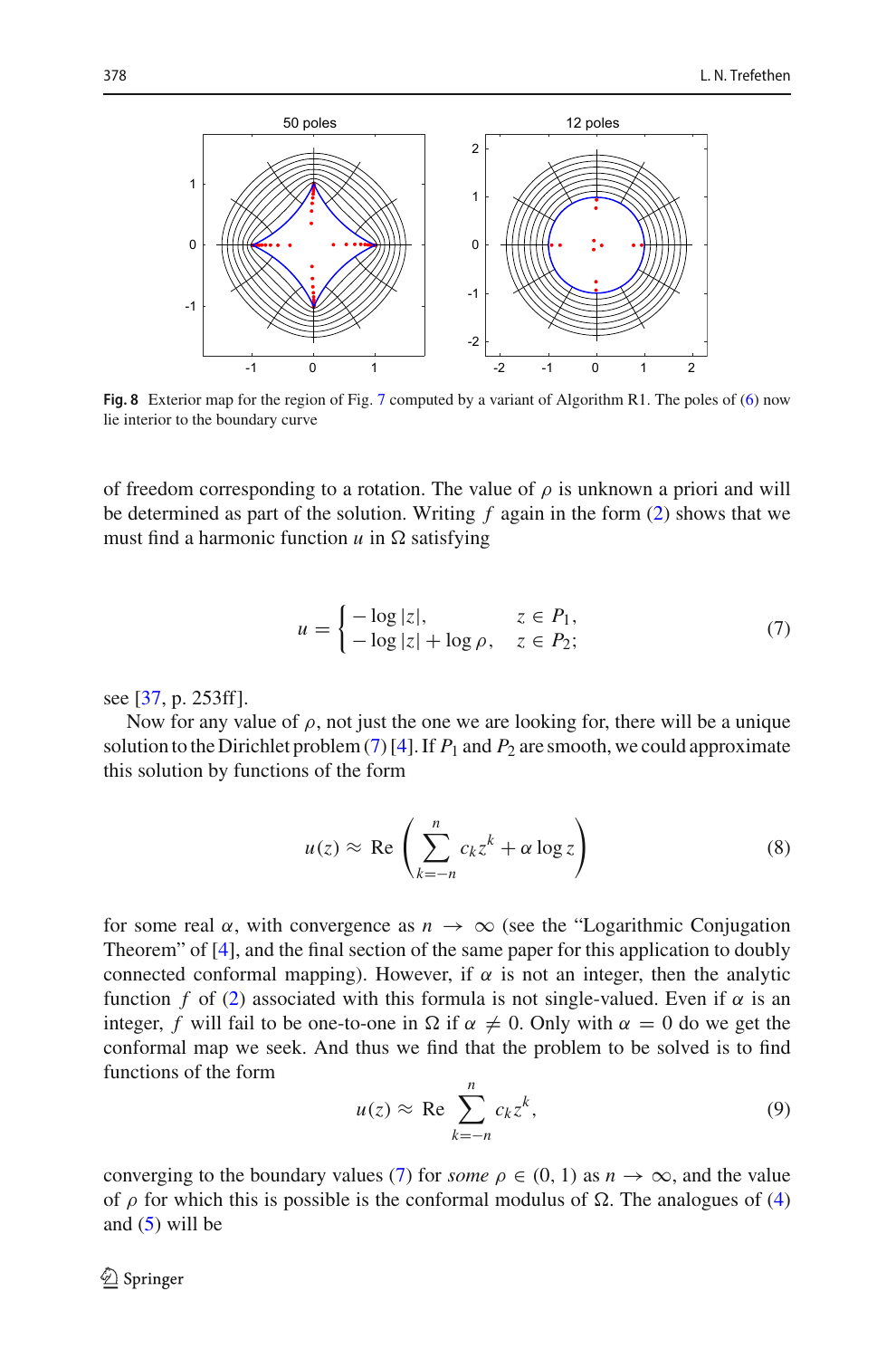Fig. 8 Exterior map for the region of Fig. 7 computed by a variant of Algorithm R1. The poles of (6) now lie interior to the boundary curve

of freedom corresponding to a rotation. The value of $\rho$ is unknown a priori and will be determined as part of the solution. Writing $f$ again in the form (2) shows that we must find a harmonic function $u$ in $\Omega$ satisfying

$$u = \begin{cases} -\log|z|, & z \in P_1, \\ -\log|z| + \log\rho, & z \in P_2; \end{cases} \tag{7}$$

see [37, p. 253ff].

Now for any value of $\rho$, not just the one we are looking for, there will be a unique solution to the Dirichlet problem (7) [4]. If $P_1$ and $P_2$ are smooth, we could approximate this solution by functions of the form

$$u(z) \approx \operatorname{Re}\left(\sum_{k=-n}^{n} c_k z^k + \alpha \log z\right) \tag{8}$$

for some real $\alpha$, with convergence as $n \to \infty$ (see the "Logarithmic Conjugation Theorem" of [4], and the final section of the same paper for this application to doubly connected conformal mapping). However, if $\alpha$ is not an integer, then the analytic function $f$ of (2) associated with this formula is not single-valued. Even if $\alpha$ is an integer, $f$ will fail to be one-to-one in $\Omega$ if $\alpha \neq 0$. Only with $\alpha = 0$ do we get the conformal map we seek. And thus we find that the problem to be solved is to find functions of the form

$$u(z) \approx \operatorname{Re}\sum_{k=-n}^{n} c_k z^k, \tag{9}$$

converging to the boundary values (7) for *some* $\rho \in (0, 1)$ as $n \to \infty$, and the value of $\rho$ for which this is possible is the conformal modulus of $\Omega$. The analogues of (4) and (5) will be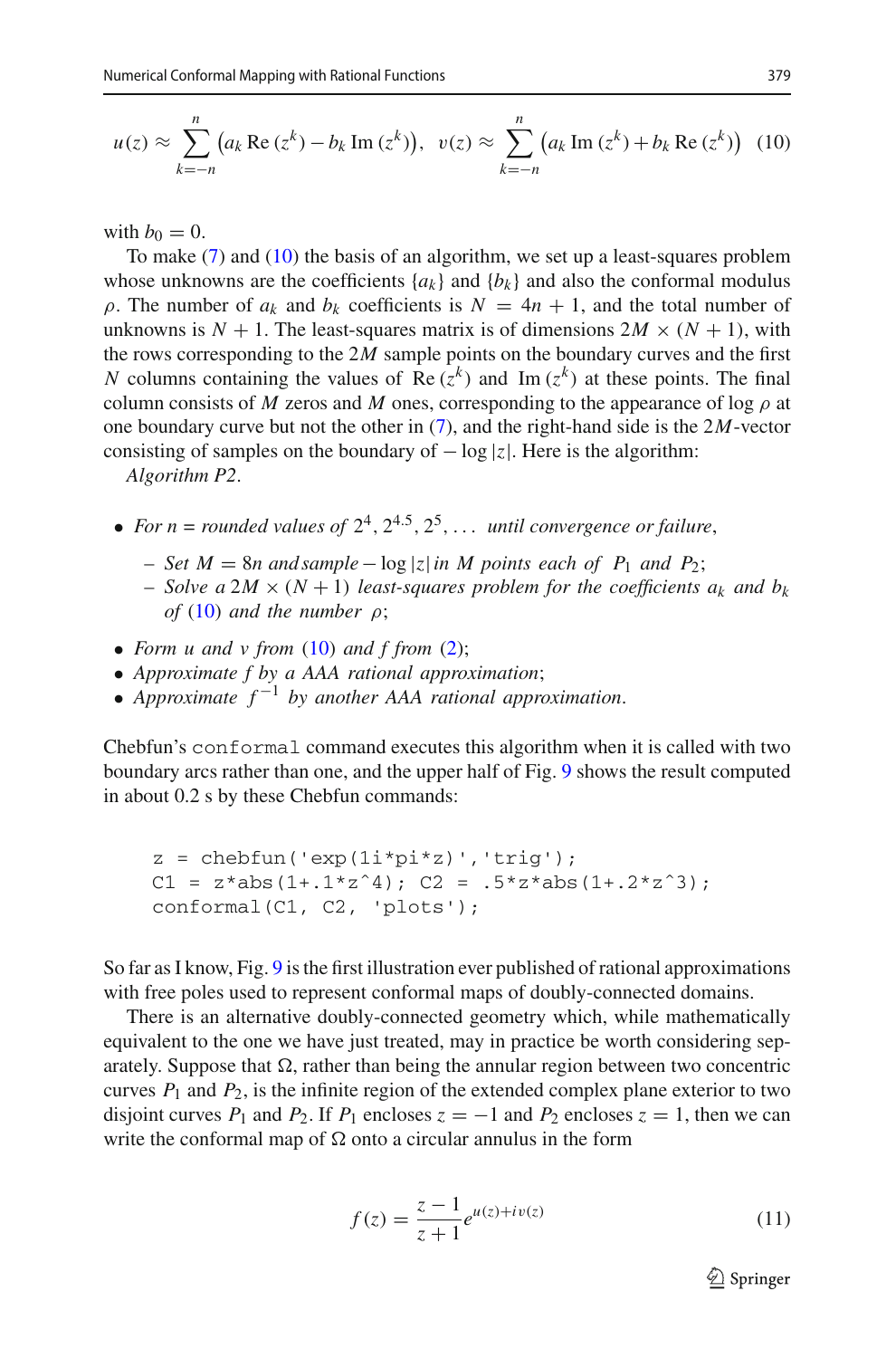$$u(z) \approx \sum_{k=-n}^{n} \left(a_k \operatorname{Re}(z^k) - b_k \operatorname{Im}(z^k)\right), \quad v(z) \approx \sum_{k=-n}^{n} \left(a_k \operatorname{Im}(z^k) + b_k \operatorname{Re}(z^k)\right) \quad (10)$$

with $b_0 = 0$.

To make (7) and (10) the basis of an algorithm, we set up a least-squares problem whose unknowns are the coefficients $\{a_k\}$ and $\{b_k\}$ and also the conformal modulus $\rho$. The number of $a_k$ and $b_k$ coefficients is $N = 4n + 1$, and the total number of unknowns is $N + 1$. The least-squares matrix is of dimensions $2M \times (N + 1)$, with the rows corresponding to the $2M$ sample points on the boundary curves and the first $N$ columns containing the values of $\operatorname{Re}(z^k)$ and $\operatorname{Im}(z^k)$ at these points. The final column consists of $M$ zeros and $M$ ones, corresponding to the appearance of $\log \rho$ at one boundary curve but not the other in (7), and the right-hand side is the $2M$-vector consisting of samples on the boundary of $-\log |z|$. Here is the algorithm:

*Algorithm P2.*

- *For n = rounded values of* $2^4, 2^{4.5}, 2^5, \ldots$ *until convergence or failure,*
  - *Set* $M = 8n$ *and sample* $-\log|z|$ *in M points each of* $P_1$ *and* $P_2$;
  - *Solve a* $2M \times (N + 1)$ *least-squares problem for the coefficients* $a_k$ *and* $b_k$ *of* (10) *and the number* $\rho$;
- *Form u and v from* (10) *and f from* (2);
- *Approximate f by a AAA rational approximation;*
- *Approximate* $f^{-1}$ *by another AAA rational approximation.*

Chebfun's `conformal` command executes this algorithm when it is called with two boundary arcs rather than one, and the upper half of Fig. 9 shows the result computed in about 0.2 s by these Chebfun commands:

```
z = chebfun('exp(1i*pi*z)','trig');
C1 = z*abs(1+.1*z^4); C2 = .5*z*abs(1+.2*z^3);
conformal(C1, C2, 'plots');
```

So far as I know, Fig. 9 is the first illustration ever published of rational approximations with free poles used to represent conformal maps of doubly-connected domains.

There is an alternative doubly-connected geometry which, while mathematically equivalent to the one we have just treated, may in practice be worth considering separately. Suppose that $\Omega$, rather than being the annular region between two concentric curves $P_1$ and $P_2$, is the infinite region of the extended complex plane exterior to two disjoint curves $P_1$ and $P_2$. If $P_1$ encloses $z = -1$ and $P_2$ encloses $z = 1$, then we can write the conformal map of $\Omega$ onto a circular annulus in the form

$$f(z) = \frac{z-1}{z+1} e^{u(z)+iv(z)} \quad (11)$$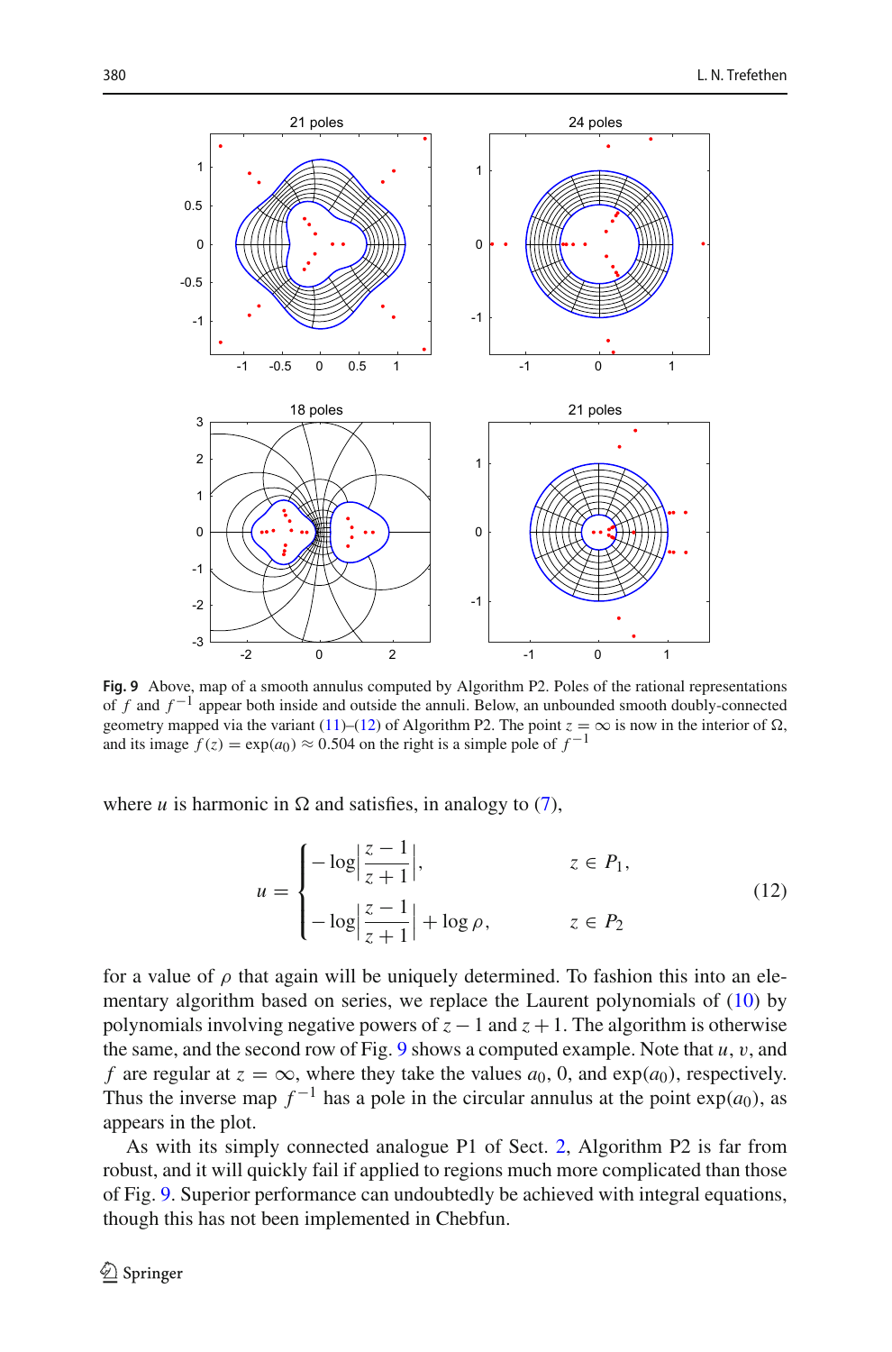**Fig. 9** Above, map of a smooth annulus computed by Algorithm P2. Poles of the rational representations of $f$ and $f^{-1}$ appear both inside and outside the annuli. Below, an unbounded smooth doubly-connected geometry mapped via the variant (11)–(12) of Algorithm P2. The point $z = \infty$ is now in the interior of $\Omega$, and its image $f(z) = \exp(a_0) \approx 0.504$ on the right is a simple pole of $f^{-1}$

where $u$ is harmonic in $\Omega$ and satisfies, in analogy to (7),

$$u = \begin{cases} -\log\left|\dfrac{z-1}{z+1}\right|, & z \in P_1, \\[2ex] -\log\left|\dfrac{z-1}{z+1}\right| + \log\rho, & z \in P_2 \end{cases} \tag{12}$$

for a value of $\rho$ that again will be uniquely determined. To fashion this into an elementary algorithm based on series, we replace the Laurent polynomials of (10) by polynomials involving negative powers of $z - 1$ and $z + 1$. The algorithm is otherwise the same, and the second row of Fig. 9 shows a computed example. Note that $u$, $v$, and $f$ are regular at $z = \infty$, where they take the values $a_0$, 0, and $\exp(a_0)$, respectively. Thus the inverse map $f^{-1}$ has a pole in the circular annulus at the point $\exp(a_0)$, as appears in the plot.

As with its simply connected analogue P1 of Sect. 2, Algorithm P2 is far from robust, and it will quickly fail if applied to regions much more complicated than those of Fig. 9. Superior performance can undoubtedly be achieved with integral equations, though this has not been implemented in Chebfun.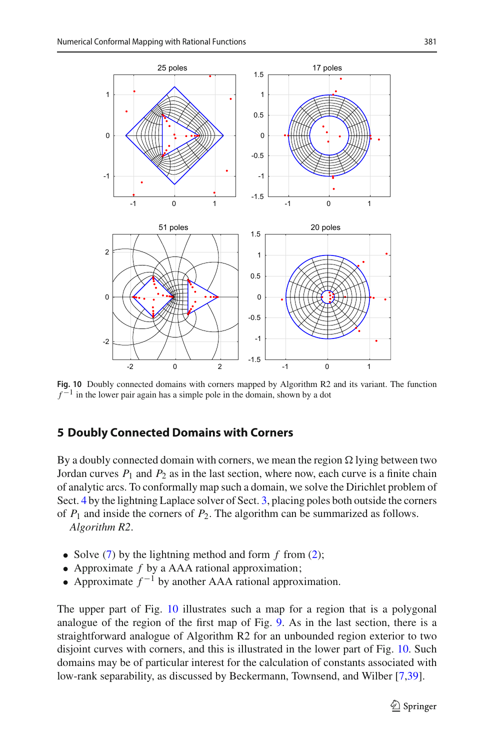**Fig. 10** Doubly connected domains with corners mapped by Algorithm R2 and its variant. The function $f^{-1}$ in the lower pair again has a simple pole in the domain, shown by a dot

## 5 Doubly Connected Domains with Corners

By a doubly connected domain with corners, we mean the region $\Omega$ lying between two Jordan curves $P_1$ and $P_2$ as in the last section, where now, each curve is a finite chain of analytic arcs. To conformally map such a domain, we solve the Dirichlet problem of Sect. 4 by the lightning Laplace solver of Sect. 3, placing poles both outside the corners of $P_1$ and inside the corners of $P_2$. The algorithm can be summarized as follows.

*Algorithm R2*.

- Solve (7) by the lightning method and form $f$ from (2);
- Approximate $f$ by a AAA rational approximation;
- Approximate $f^{-1}$ by another AAA rational approximation.

The upper part of Fig. 10 illustrates such a map for a region that is a polygonal analogue of the region of the first map of Fig. 9. As in the last section, there is a straightforward analogue of Algorithm R2 for an unbounded region exterior to two disjoint curves with corners, and this is illustrated in the lower part of Fig. 10. Such domains may be of particular interest for the calculation of constants associated with low-rank separability, as discussed by Beckermann, Townsend, and Wilber [7,39].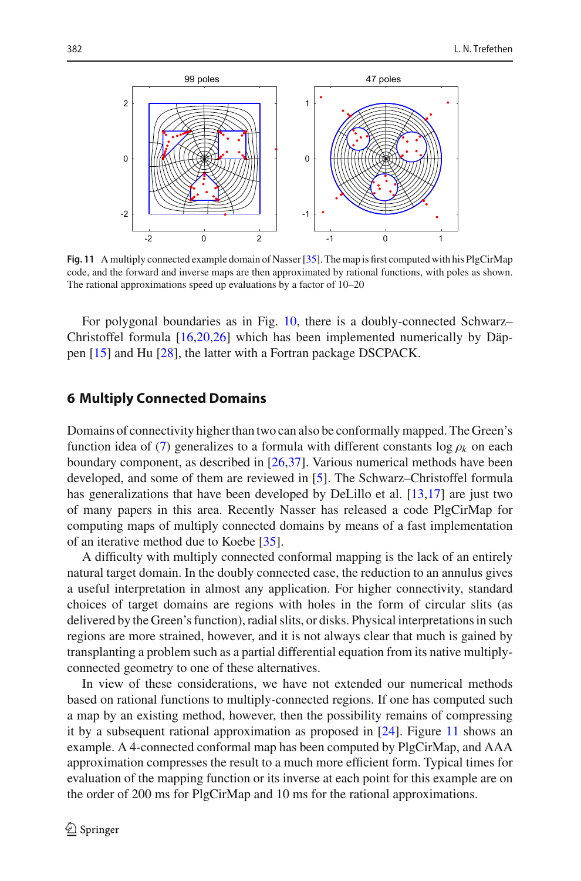Fig. 11 A multiply connected example domain of Nasser [35]. The map is first computed with his PlgCirMap code, and the forward and inverse maps are then approximated by rational functions, with poles as shown. The rational approximations speed up evaluations by a factor of 10–20

For polygonal boundaries as in Fig. 10, there is a doubly-connected Schwarz–Christoffel formula [16,20,26] which has been implemented numerically by Däppen [15] and Hu [28], the latter with a Fortran package DSCPACK.

## 6 Multiply Connected Domains

Domains of connectivity higher than two can also be conformally mapped. The Green's function idea of (7) generalizes to a formula with different constants $\log \rho_k$ on each boundary component, as described in [26,37]. Various numerical methods have been developed, and some of them are reviewed in [5]. The Schwarz–Christoffel formula has generalizations that have been developed by DeLillo et al. [13,17] are just two of many papers in this area. Recently Nasser has released a code PlgCirMap for computing maps of multiply connected domains by means of a fast implementation of an iterative method due to Koebe [35].

A difficulty with multiply connected conformal mapping is the lack of an entirely natural target domain. In the doubly connected case, the reduction to an annulus gives a useful interpretation in almost any application. For higher connectivity, standard choices of target domains are regions with holes in the form of circular slits (as delivered by the Green's function), radial slits, or disks. Physical interpretations in such regions are more strained, however, and it is not always clear that much is gained by transplanting a problem such as a partial differential equation from its native multiply-connected geometry to one of these alternatives.

In view of these considerations, we have not extended our numerical methods based on rational functions to multiply-connected regions. If one has computed such a map by an existing method, however, then the possibility remains of compressing it by a subsequent rational approximation as proposed in [24]. Figure 11 shows an example. A 4-connected conformal map has been computed by PlgCirMap, and AAA approximation compresses the result to a much more efficient form. Typical times for evaluation of the mapping function or its inverse at each point for this example are on the order of 200 ms for PlgCirMap and 10 ms for the rational approximations.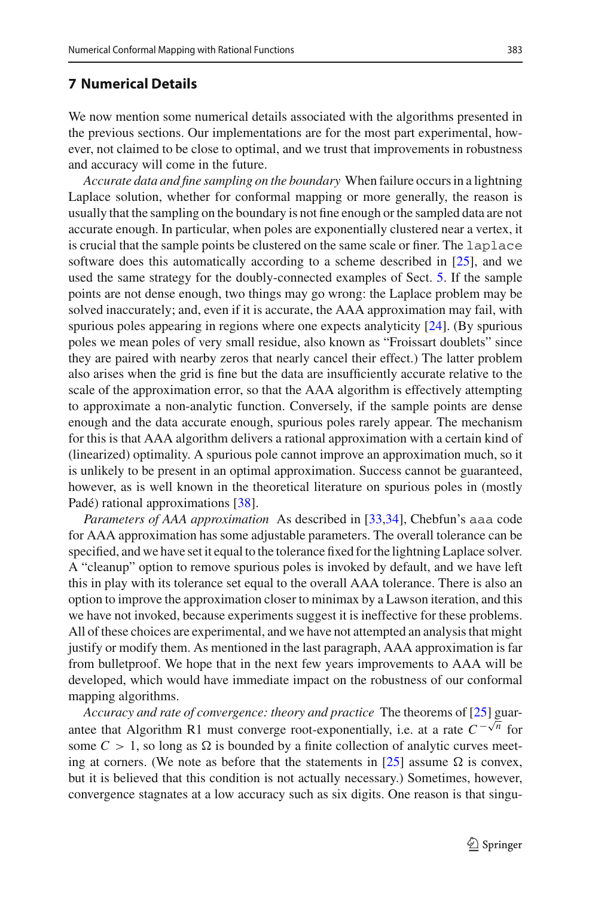## 7 Numerical Details

We now mention some numerical details associated with the algorithms presented in the previous sections. Our implementations are for the most part experimental, however, not claimed to be close to optimal, and we trust that improvements in robustness and accuracy will come in the future.

*Accurate data and fine sampling on the boundary* When failure occurs in a lightning Laplace solution, whether for conformal mapping or more generally, the reason is usually that the sampling on the boundary is not fine enough or the sampled data are not accurate enough. In particular, when poles are exponentially clustered near a vertex, it is crucial that the sample points be clustered on the same scale or finer. The `laplace` software does this automatically according to a scheme described in [25], and we used the same strategy for the doubly-connected examples of Sect. 5. If the sample points are not dense enough, two things may go wrong: the Laplace problem may be solved inaccurately; and, even if it is accurate, the AAA approximation may fail, with spurious poles appearing in regions where one expects analyticity [24]. (By spurious poles we mean poles of very small residue, also known as "Froissart doublets" since they are paired with nearby zeros that nearly cancel their effect.) The latter problem also arises when the grid is fine but the data are insufficiently accurate relative to the scale of the approximation error, so that the AAA algorithm is effectively attempting to approximate a non-analytic function. Conversely, if the sample points are dense enough and the data accurate enough, spurious poles rarely appear. The mechanism for this is that AAA algorithm delivers a rational approximation with a certain kind of (linearized) optimality. A spurious pole cannot improve an approximation much, so it is unlikely to be present in an optimal approximation. Success cannot be guaranteed, however, as is well known in the theoretical literature on spurious poles in (mostly Padé) rational approximations [38].

*Parameters of AAA approximation* As described in [33,34], Chebfun's `aaa` code for AAA approximation has some adjustable parameters. The overall tolerance can be specified, and we have set it equal to the tolerance fixed for the lightning Laplace solver. A "cleanup" option to remove spurious poles is invoked by default, and we have left this in play with its tolerance set equal to the overall AAA tolerance. There is also an option to improve the approximation closer to minimax by a Lawson iteration, and this we have not invoked, because experiments suggest it is ineffective for these problems. All of these choices are experimental, and we have not attempted an analysis that might justify or modify them. As mentioned in the last paragraph, AAA approximation is far from bulletproof. We hope that in the next few years improvements to AAA will be developed, which would have immediate impact on the robustness of our conformal mapping algorithms.

*Accuracy and rate of convergence: theory and practice* The theorems of [25] guarantee that Algorithm R1 must converge root-exponentially, i.e. at a rate $C^{-\sqrt{n}}$ for some $C > 1$, so long as $\Omega$ is bounded by a finite collection of analytic curves meeting at corners. (We note as before that the statements in [25] assume $\Omega$ is convex, but it is believed that this condition is not actually necessary.) Sometimes, however, convergence stagnates at a low accuracy such as six digits. One reason is that singu-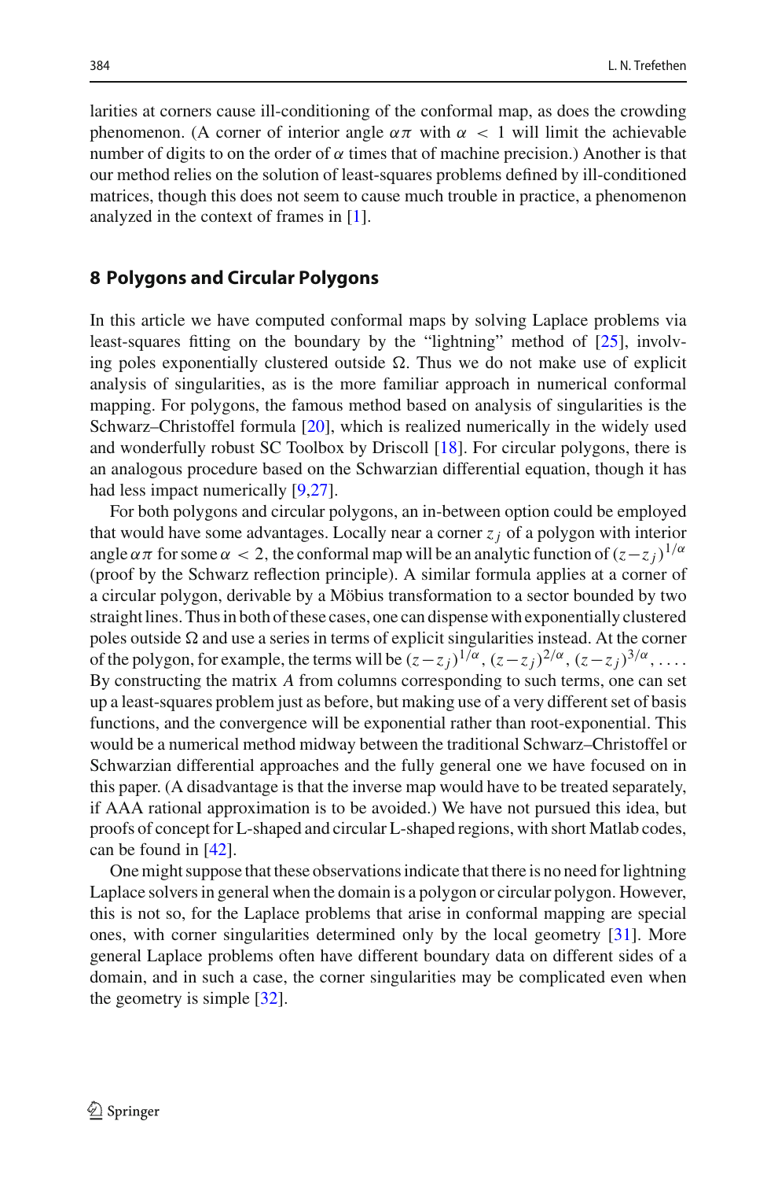larities at corners cause ill-conditioning of the conformal map, as does the crowding phenomenon. (A corner of interior angle $\alpha\pi$ with $\alpha < 1$ will limit the achievable number of digits to on the order of $\alpha$ times that of machine precision.) Another is that our method relies on the solution of least-squares problems defined by ill-conditioned matrices, though this does not seem to cause much trouble in practice, a phenomenon analyzed in the context of frames in [1].

## 8 Polygons and Circular Polygons

In this article we have computed conformal maps by solving Laplace problems via least-squares fitting on the boundary by the "lightning" method of [25], involving poles exponentially clustered outside $\Omega$. Thus we do not make use of explicit analysis of singularities, as is the more familiar approach in numerical conformal mapping. For polygons, the famous method based on analysis of singularities is the Schwarz–Christoffel formula [20], which is realized numerically in the widely used and wonderfully robust SC Toolbox by Driscoll [18]. For circular polygons, there is an analogous procedure based on the Schwarzian differential equation, though it has had less impact numerically [9,27].

For both polygons and circular polygons, an in-between option could be employed that would have some advantages. Locally near a corner $z_j$ of a polygon with interior angle $\alpha\pi$ for some $\alpha < 2$, the conformal map will be an analytic function of $(z-z_j)^{1/\alpha}$ (proof by the Schwarz reflection principle). A similar formula applies at a corner of a circular polygon, derivable by a Möbius transformation to a sector bounded by two straight lines. Thus in both of these cases, one can dispense with exponentially clustered poles outside $\Omega$ and use a series in terms of explicit singularities instead. At the corner of the polygon, for example, the terms will be $(z-z_j)^{1/\alpha}$, $(z-z_j)^{2/\alpha}$, $(z-z_j)^{3/\alpha}, \ldots$. By constructing the matrix $A$ from columns corresponding to such terms, one can set up a least-squares problem just as before, but making use of a very different set of basis functions, and the convergence will be exponential rather than root-exponential. This would be a numerical method midway between the traditional Schwarz–Christoffel or Schwarzian differential approaches and the fully general one we have focused on in this paper. (A disadvantage is that the inverse map would have to be treated separately, if AAA rational approximation is to be avoided.) We have not pursued this idea, but proofs of concept for L-shaped and circular L-shaped regions, with short Matlab codes, can be found in [42].

One might suppose that these observations indicate that there is no need for lightning Laplace solvers in general when the domain is a polygon or circular polygon. However, this is not so, for the Laplace problems that arise in conformal mapping are special ones, with corner singularities determined only by the local geometry [31]. More general Laplace problems often have different boundary data on different sides of a domain, and in such a case, the corner singularities may be complicated even when the geometry is simple [32].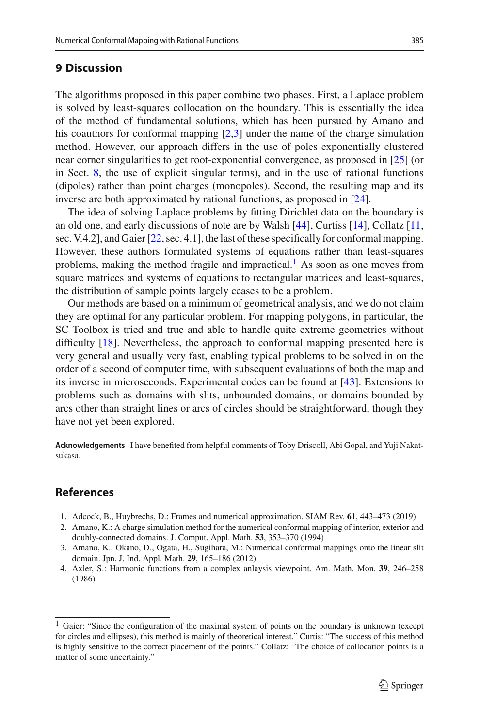## 9 Discussion

The algorithms proposed in this paper combine two phases. First, a Laplace problem is solved by least-squares collocation on the boundary. This is essentially the idea of the method of fundamental solutions, which has been pursued by Amano and his coauthors for conformal mapping [2,3] under the name of the charge simulation method. However, our approach differs in the use of poles exponentially clustered near corner singularities to get root-exponential convergence, as proposed in [25] (or in Sect. 8, the use of explicit singular terms), and in the use of rational functions (dipoles) rather than point charges (monopoles). Second, the resulting map and its inverse are both approximated by rational functions, as proposed in [24].

The idea of solving Laplace problems by fitting Dirichlet data on the boundary is an old one, and early discussions of note are by Walsh [44], Curtiss [14], Collatz [11, sec. V.4.2], and Gaier [22, sec. 4.1], the last of these specifically for conformal mapping. However, these authors formulated systems of equations rather than least-squares problems, making the method fragile and impractical.[1] As soon as one moves from square matrices and systems of equations to rectangular matrices and least-squares, the distribution of sample points largely ceases to be a problem.

Our methods are based on a minimum of geometrical analysis, and we do not claim they are optimal for any particular problem. For mapping polygons, in particular, the SC Toolbox is tried and true and able to handle quite extreme geometries without difficulty [18]. Nevertheless, the approach to conformal mapping presented here is very general and usually very fast, enabling typical problems to be solved in on the order of a second of computer time, with subsequent evaluations of both the map and its inverse in microseconds. Experimental codes can be found at [43]. Extensions to problems such as domains with slits, unbounded domains, or domains bounded by arcs other than straight lines or arcs of circles should be straightforward, though they have not yet been explored.

**Acknowledgements** I have benefited from helpful comments of Toby Driscoll, Abi Gopal, and Yuji Nakatsukasa.

## References

1. Adcock, B., Huybrechs, D.: Frames and numerical approximation. SIAM Rev. **61**, 443–473 (2019)
2. Amano, K.: A charge simulation method for the numerical conformal mapping of interior, exterior and doubly-connected domains. J. Comput. Appl. Math. **53**, 353–370 (1994)
3. Amano, K., Okano, D., Ogata, H., Sugihara, M.: Numerical conformal mappings onto the linear slit domain. Jpn. J. Ind. Appl. Math. **29**, 165–186 (2012)
4. Axler, S.: Harmonic functions from a complex anlaysis viewpoint. Am. Math. Mon. **39**, 246–258 (1986)

[1] Gaier: "Since the configuration of the maximal system of points on the boundary is unknown (except for circles and ellipses), this method is mainly of theoretical interest." Curtis: "The success of this method is highly sensitive to the correct placement of the points." Collatz: "The choice of collocation points is a matter of some uncertainty."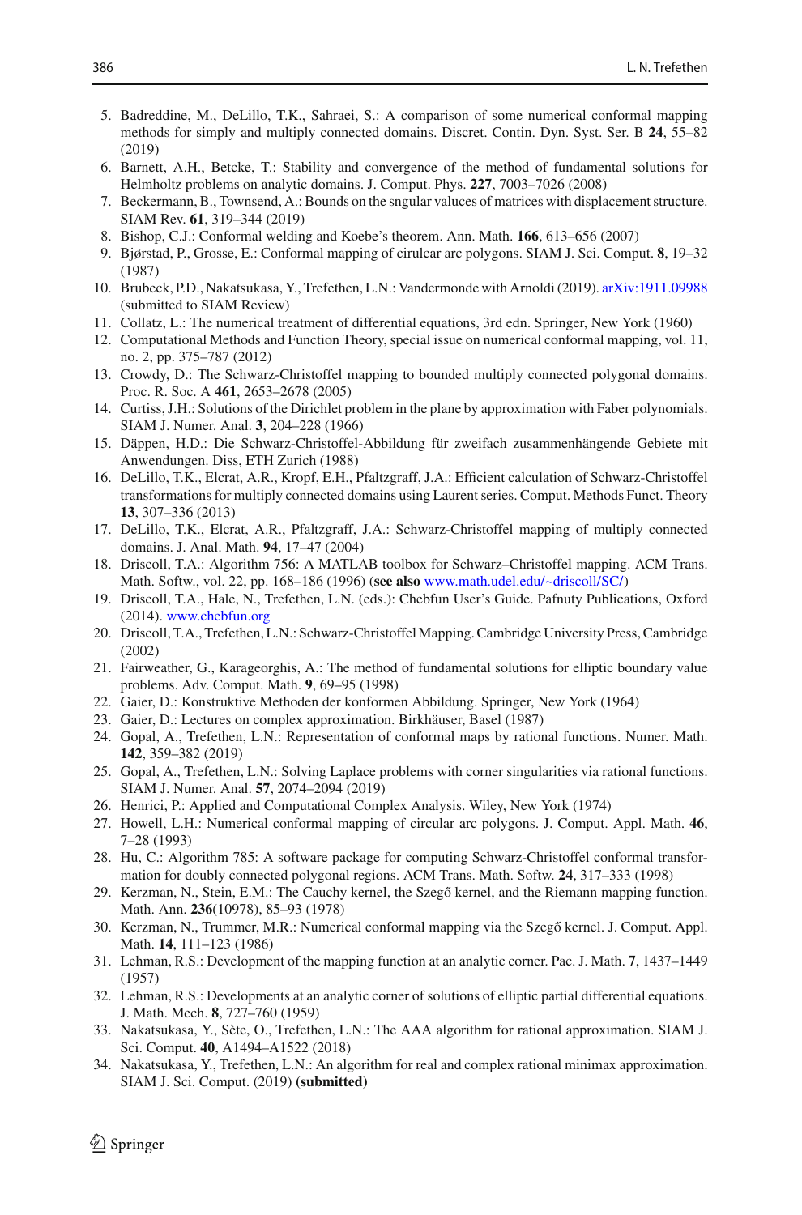5. Badreddine, M., DeLillo, T.K., Sahraei, S.: A comparison of some numerical conformal mapping methods for simply and multiply connected domains. Discret. Contin. Dyn. Syst. Ser. B **24**, 55–82 (2019)
6. Barnett, A.H., Betcke, T.: Stability and convergence of the method of fundamental solutions for Helmholtz problems on analytic domains. J. Comput. Phys. **227**, 7003–7026 (2008)
7. Beckermann, B., Townsend, A.: Bounds on the sngular values of matrices with displacement structure. SIAM Rev. **61**, 319–344 (2019)
8. Bishop, C.J.: Conformal welding and Koebe's theorem. Ann. Math. **166**, 613–656 (2007)
9. Bjørstad, P., Grosse, E.: Conformal mapping of cirulcar arc polygons. SIAM J. Sci. Comput. **8**, 19–32 (1987)
10. Brubeck, P.D., Nakatsukasa, Y., Trefethen, L.N.: Vandermonde with Arnoldi (2019). arXiv:1911.09988 (submitted to SIAM Review)
11. Collatz, L.: The numerical treatment of differential equations, 3rd edn. Springer, New York (1960)
12. Computational Methods and Function Theory, special issue on numerical conformal mapping, vol. 11, no. 2, pp. 375–787 (2012)
13. Crowdy, D.: The Schwarz-Christoffel mapping to bounded multiply connected polygonal domains. Proc. R. Soc. A **461**, 2653–2678 (2005)
14. Curtiss, J.H.: Solutions of the Dirichlet problem in the plane by approximation with Faber polynomials. SIAM J. Numer. Anal. **3**, 204–228 (1966)
15. Däppen, H.D.: Die Schwarz-Christoffel-Abbildung für zweifach zusammenhängende Gebiete mit Anwendungen. Diss, ETH Zurich (1988)
16. DeLillo, T.K., Elcrat, A.R., Kropf, E.H., Pfaltzgraff, J.A.: Efficient calculation of Schwarz-Christoffel transformations for multiply connected domains using Laurent series. Comput. Methods Funct. Theory **13**, 307–336 (2013)
17. DeLillo, T.K., Elcrat, A.R., Pfaltzgraff, J.A.: Schwarz-Christoffel mapping of multiply connected domains. J. Anal. Math. **94**, 17–47 (2004)
18. Driscoll, T.A.: Algorithm 756: A MATLAB toolbox for Schwarz–Christoffel mapping. ACM Trans. Math. Softw., vol. 22, pp. 168–186 (1996) (**see also** www.math.udel.edu/~driscoll/SC/)
19. Driscoll, T.A., Hale, N., Trefethen, L.N. (eds.): Chebfun User's Guide. Pafnuty Publications, Oxford (2014). www.chebfun.org
20. Driscoll, T.A., Trefethen, L.N.: Schwarz-Christoffel Mapping. Cambridge University Press, Cambridge (2002)
21. Fairweather, G., Karageorghis, A.: The method of fundamental solutions for elliptic boundary value problems. Adv. Comput. Math. **9**, 69–95 (1998)
22. Gaier, D.: Konstruktive Methoden der konformen Abbildung. Springer, New York (1964)
23. Gaier, D.: Lectures on complex approximation. Birkhäuser, Basel (1987)
24. Gopal, A., Trefethen, L.N.: Representation of conformal maps by rational functions. Numer. Math. **142**, 359–382 (2019)
25. Gopal, A., Trefethen, L.N.: Solving Laplace problems with corner singularities via rational functions. SIAM J. Numer. Anal. **57**, 2074–2094 (2019)
26. Henrici, P.: Applied and Computational Complex Analysis. Wiley, New York (1974)
27. Howell, L.H.: Numerical conformal mapping of circular arc polygons. J. Comput. Appl. Math. **46**, 7–28 (1993)
28. Hu, C.: Algorithm 785: A software package for computing Schwarz-Christoffel conformal transformation for doubly connected polygonal regions. ACM Trans. Math. Softw. **24**, 317–333 (1998)
29. Kerzman, N., Stein, E.M.: The Cauchy kernel, the Szegő kernel, and the Riemann mapping function. Math. Ann. **236**(10978), 85–93 (1978)
30. Kerzman, N., Trummer, M.R.: Numerical conformal mapping via the Szegő kernel. J. Comput. Appl. Math. **14**, 111–123 (1986)
31. Lehman, R.S.: Development of the mapping function at an analytic corner. Pac. J. Math. **7**, 1437–1449 (1957)
32. Lehman, R.S.: Developments at an analytic corner of solutions of elliptic partial differential equations. J. Math. Mech. **8**, 727–760 (1959)
33. Nakatsukasa, Y., Sète, O., Trefethen, L.N.: The AAA algorithm for rational approximation. SIAM J. Sci. Comput. **40**, A1494–A1522 (2018)
34. Nakatsukasa, Y., Trefethen, L.N.: An algorithm for real and complex rational minimax approximation. SIAM J. Sci. Comput. (2019) **(submitted)**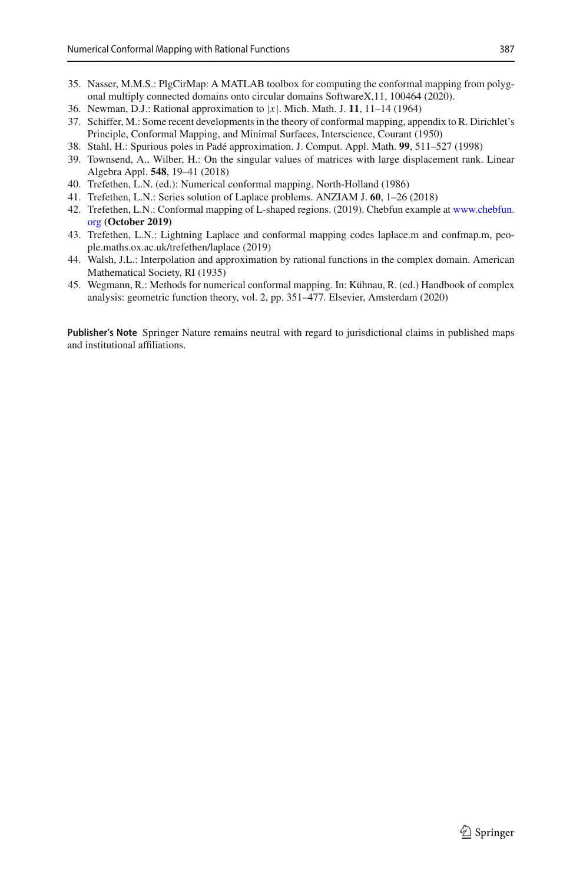35. Nasser, M.M.S.: PlgCirMap: A MATLAB toolbox for computing the conformal mapping from polygonal multiply connected domains onto circular domains SoftwareX,11, 100464 (2020).
36. Newman, D.J.: Rational approximation to $|x|$. Mich. Math. J. **11**, 11–14 (1964)
37. Schiffer, M.: Some recent developments in the theory of conformal mapping, appendix to R. Dirichlet's Principle, Conformal Mapping, and Minimal Surfaces, Interscience, Courant (1950)
38. Stahl, H.: Spurious poles in Padé approximation. J. Comput. Appl. Math. **99**, 511–527 (1998)
39. Townsend, A., Wilber, H.: On the singular values of matrices with large displacement rank. Linear Algebra Appl. **548**, 19–41 (2018)
40. Trefethen, L.N. (ed.): Numerical conformal mapping. North-Holland (1986)
41. Trefethen, L.N.: Series solution of Laplace problems. ANZIAM J. **60**, 1–26 (2018)
42. Trefethen, L.N.: Conformal mapping of L-shaped regions. (2019). Chebfun example at www.chebfun.org **(October 2019)**
43. Trefethen, L.N.: Lightning Laplace and conformal mapping codes laplace.m and confmap.m, people.maths.ox.ac.uk/trefethen/laplace (2019)
44. Walsh, J.L.: Interpolation and approximation by rational functions in the complex domain. American Mathematical Society, RI (1935)
45. Wegmann, R.: Methods for numerical conformal mapping. In: Kühnau, R. (ed.) Handbook of complex analysis: geometric function theory, vol. 2, pp. 351–477. Elsevier, Amsterdam (2020)

**Publisher's Note** Springer Nature remains neutral with regard to jurisdictional claims in published maps and institutional affiliations.